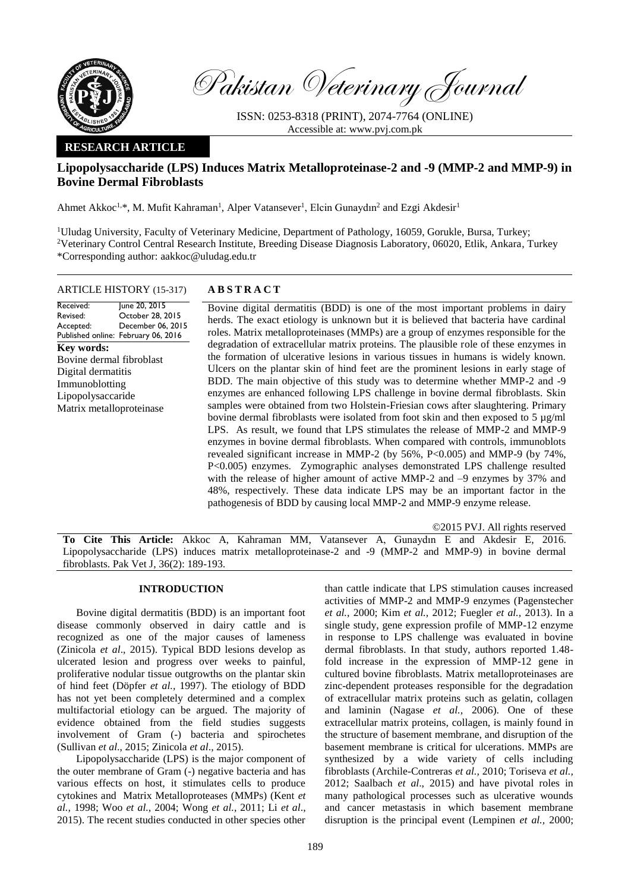Pakistan Veterinary Journal

ISSN: 0253-8318 (PRINT), 2074-7764 (ONLINE)
Accessible at: www.pvj.com.pk

**RESEARCH ARTICLE**

# Lipopolysaccharide (LPS) Induces Matrix Metalloproteinase-2 and -9 (MMP-2 and MMP-9) in Bovine Dermal Fibroblasts

Ahmet Akkoc[1,*], M. Mufit Kahraman[1], Alper Vatansever[1], Elcin Gunaydın[2] and Ezgi Akdesir[1]

[1]Uludag University, Faculty of Veterinary Medicine, Department of Pathology, 16059, Gorukle, Bursa, Turkey;
[2]Veterinary Control Central Research Institute, Breeding Disease Diagnosis Laboratory, 06020, Etlik, Ankara, Turkey
*Corresponding author: aakkoc@uludag.edu.tr

**ARTICLE HISTORY** (15-317)

| | |
|---|---|
| Received: | June 20, 2015 |
| Revised: | October 28, 2015 |
| Accepted: | December 06, 2015 |
| Published online: | February 06, 2016 |

**Key words:**
Bovine dermal fibroblast
Digital dermatitis
Immunoblotting
Lipopolysaccharide
Matrix metalloproteinase

## ABSTRACT

Bovine digital dermatitis (BDD) is one of the most important problems in dairy herds. The exact etiology is unknown but it is believed that bacteria have cardinal roles. Matrix metalloproteinases (MMPs) are a group of enzymes responsible for the degradation of extracellular matrix proteins. The plausible role of these enzymes in the formation of ulcerative lesions in various tissues in humans is widely known. Ulcers on the plantar skin of hind feet are the prominent lesions in early stage of BDD. The main objective of this study was to determine whether MMP-2 and -9 enzymes are enhanced following LPS challenge in bovine dermal fibroblasts. Skin samples were obtained from two Holstein-Friesian cows after slaughtering. Primary bovine dermal fibroblasts were isolated from foot skin and then exposed to 5 µg/ml LPS. As result, we found that LPS stimulates the release of MMP-2 and MMP-9 enzymes in bovine dermal fibroblasts. When compared with controls, immunoblots revealed significant increase in MMP-2 (by 56%, $P<0.005$) and MMP-9 (by 74%, $P<0.005$) enzymes. Zymographic analyses demonstrated LPS challenge resulted with the release of higher amount of active MMP-2 and –9 enzymes by 37% and 48%, respectively. These data indicate LPS may be an important factor in the pathogenesis of BDD by causing local MMP-2 and MMP-9 enzyme release.

©2015 PVJ. All rights reserved

**To Cite This Article:** Akkoc A, Kahraman MM, Vatansever A, Gunaydın E and Akdesir E, 2016. Lipopolysaccharide (LPS) induces matrix metalloproteinase-2 and -9 (MMP-2 and MMP-9) in bovine dermal fibroblasts. Pak Vet J, 36(2): 189-193.

## INTRODUCTION

Bovine digital dermatitis (BDD) is an important foot disease commonly observed in dairy cattle and is recognized as one of the major causes of lameness (Zinicola *et al*., 2015). Typical BDD lesions develop as ulcerated lesion and progress over weeks to painful, proliferative nodular tissue outgrowths on the plantar skin of hind feet (Döpfer *et al.,* 1997). The etiology of BDD has not yet been completely determined and a complex multifactorial etiology can be argued. The majority of evidence obtained from the field studies suggests involvement of Gram (-) bacteria and spirochetes (Sullivan *et al*., 2015; Zinicola *et al*., 2015).

Lipopolysaccharide (LPS) is the major component of the outer membrane of Gram (-) negative bacteria and has various effects on host, it stimulates cells to produce cytokines and Matrix Metalloproteases (MMPs) (Kent *et al.,* 1998; Woo *et al.,* 2004; Wong *et al.,* 2011; Li *et al*., 2015). The recent studies conducted in other species other than cattle indicate that LPS stimulation causes increased activities of MMP-2 and MMP-9 enzymes (Pagenstecher *et al.,* 2000; Kim *et al.,* 2012; Fuegler *et al.,* 2013). In a single study, gene expression profile of MMP-12 enzyme in response to LPS challenge was evaluated in bovine dermal fibroblasts. In that study, authors reported 1.48-fold increase in the expression of MMP-12 gene in cultured bovine fibroblasts. Matrix metalloproteinases are zinc-dependent proteases responsible for the degradation of extracellular matrix proteins such as gelatin, collagen and laminin (Nagase *et al.,* 2006). One of these extracellular matrix proteins, collagen, is mainly found in the structure of basement membrane, and disruption of the basement membrane is critical for ulcerations. MMPs are synthesized by a wide variety of cells including fibroblasts (Archile-Contreras *et al.,* 2010; Toriseva *et al.,* 2012; Saalbach *et al*., 2015) and have pivotal roles in many pathological processes such as ulcerative wounds and cancer metastasis in which basement membrane disruption is the principal event (Lempinen *et al.,* 2000;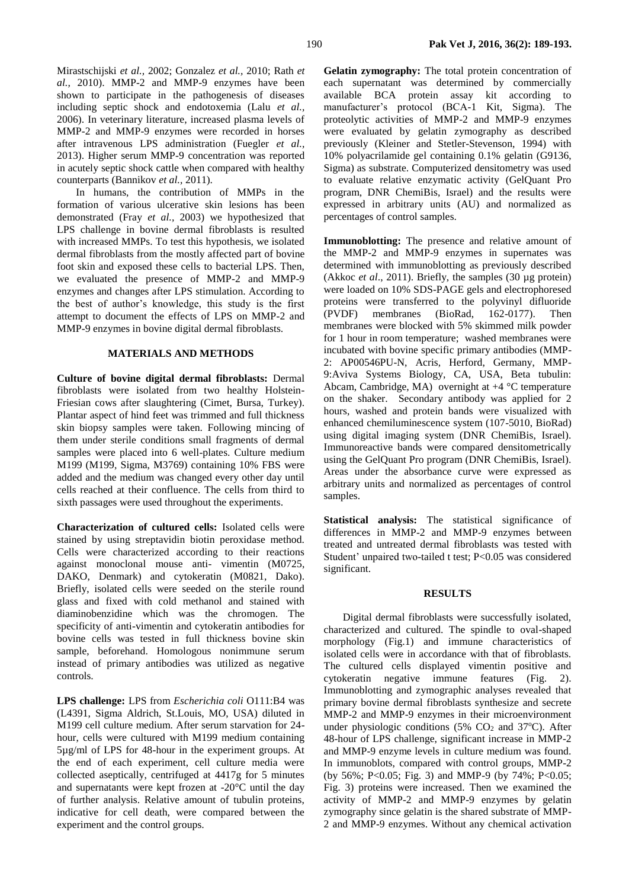Mirastschijski *et al.*, 2002; Gonzalez *et al.*, 2010; Rath *et al.*, 2010). MMP-2 and MMP-9 enzymes have been shown to participate in the pathogenesis of diseases including septic shock and endotoxemia (Lalu *et al.*, 2006). In veterinary literature, increased plasma levels of MMP-2 and MMP-9 enzymes were recorded in horses after intravenous LPS administration (Fuegler *et al.*, 2013). Higher serum MMP-9 concentration was reported in acutely septic shock cattle when compared with healthy counterparts (Bannikov *et al.*, 2011).

In humans, the contribution of MMPs in the formation of various ulcerative skin lesions has been demonstrated (Fray *et al.*, 2003) we hypothesized that LPS challenge in bovine dermal fibroblasts is resulted with increased MMPs. To test this hypothesis, we isolated dermal fibroblasts from the mostly affected part of bovine foot skin and exposed these cells to bacterial LPS. Then, we evaluated the presence of MMP-2 and MMP-9 enzymes and changes after LPS stimulation. According to the best of author's knowledge, this study is the first attempt to document the effects of LPS on MMP-2 and MMP-9 enzymes in bovine digital dermal fibroblasts.

## MATERIALS AND METHODS

**Culture of bovine digital dermal fibroblasts:** Dermal fibroblasts were isolated from two healthy Holstein-Friesian cows after slaughtering (Cimet, Bursa, Turkey). Plantar aspect of hind feet was trimmed and full thickness skin biopsy samples were taken. Following mincing of them under sterile conditions small fragments of dermal samples were placed into 6 well-plates. Culture medium M199 (M199, Sigma, M3769) containing 10% FBS were added and the medium was changed every other day until cells reached at their confluence. The cells from third to sixth passages were used throughout the experiments.

**Characterization of cultured cells:** Isolated cells were stained by using streptavidin biotin peroxidase method. Cells were characterized according to their reactions against monoclonal mouse anti- vimentin (M0725, DAKO, Denmark) and cytokeratin (M0821, Dako). Briefly, isolated cells were seeded on the sterile round glass and fixed with cold methanol and stained with diaminobenzidine which was the chromogen. The specificity of anti-vimentin and cytokeratin antibodies for bovine cells was tested in full thickness bovine skin sample, beforehand. Homologous nonimmune serum instead of primary antibodies was utilized as negative controls.

**LPS challenge:** LPS from *Escherichia coli* O111:B4 was (L4391, Sigma Aldrich, St.Louis, MO, USA) diluted in M199 cell culture medium. After serum starvation for 24-hour, cells were cultured with M199 medium containing 5µg/ml of LPS for 48-hour in the experiment groups. At the end of each experiment, cell culture media were collected aseptically, centrifuged at 4417g for 5 minutes and supernatants were kept frozen at -20°C until the day of further analysis. Relative amount of tubulin proteins, indicative for cell death, were compared between the experiment and the control groups.

**Gelatin zymography:** The total protein concentration of each supernatant was determined by commercially available BCA protein assay kit according to manufacturer's protocol (BCA-1 Kit, Sigma). The proteolytic activities of MMP-2 and MMP-9 enzymes were evaluated by gelatin zymography as described previously (Kleiner and Stetler-Stevenson, 1994) with 10% polyacrilamide gel containing 0.1% gelatin (G9136, Sigma) as substrate. Computerized densitometry was used to evaluate relative enzymatic activity (GelQuant Pro program, DNR ChemiBis, Israel) and the results were expressed in arbitrary units (AU) and normalized as percentages of control samples.

**Immunoblotting:** The presence and relative amount of the MMP-2 and MMP-9 enzymes in supernates was determined with immunoblotting as previously described (Akkoc *et al*., 2011). Briefly, the samples (30 µg protein) were loaded on 10% SDS-PAGE gels and electrophoresed proteins were transferred to the polyvinyl difluoride (PVDF) membranes (BioRad, 162-0177). Then membranes were blocked with 5% skimmed milk powder for 1 hour in room temperature; washed membranes were incubated with bovine specific primary antibodies (MMP-2: AP00546PU-N, Acris, Herford, Germany, MMP-9:Aviva Systems Biology, CA, USA, Beta tubulin: Abcam, Cambridge, MA) overnight at +4 °C temperature on the shaker. Secondary antibody was applied for 2 hours, washed and protein bands were visualized with enhanced chemiluminescence system (107-5010, BioRad) using digital imaging system (DNR ChemiBis, Israel). Immunoreactive bands were compared densitometrically using the GelQuant Pro program (DNR ChemiBis, Israel). Areas under the absorbance curve were expressed as arbitrary units and normalized as percentages of control samples.

**Statistical analysis:** The statistical significance of differences in MMP-2 and MMP-9 enzymes between treated and untreated dermal fibroblasts was tested with Student' unpaired two-tailed t test; $P<0.05$ was considered significant.

## RESULTS

Digital dermal fibroblasts were successfully isolated, characterized and cultured. The spindle to oval-shaped morphology (Fig.1) and immune characteristics of isolated cells were in accordance with that of fibroblasts. The cultured cells displayed vimentin positive and cytokeratin negative immune features (Fig. 2). Immunoblotting and zymographic analyses revealed that primary bovine dermal fibroblasts synthesize and secrete MMP-2 and MMP-9 enzymes in their microenvironment under physiologic conditions (5% $CO_2$ and 37°C). After 48-hour of LPS challenge, significant increase in MMP-2 and MMP-9 enzyme levels in culture medium was found. In immunoblots, compared with control groups, MMP-2 (by 56%; $P<0.05$; Fig. 3) and MMP-9 (by 74%; $P<0.05$; Fig. 3) proteins were increased. Then we examined the activity of MMP-2 and MMP-9 enzymes by gelatin zymography since gelatin is the shared substrate of MMP-2 and MMP-9 enzymes. Without any chemical activation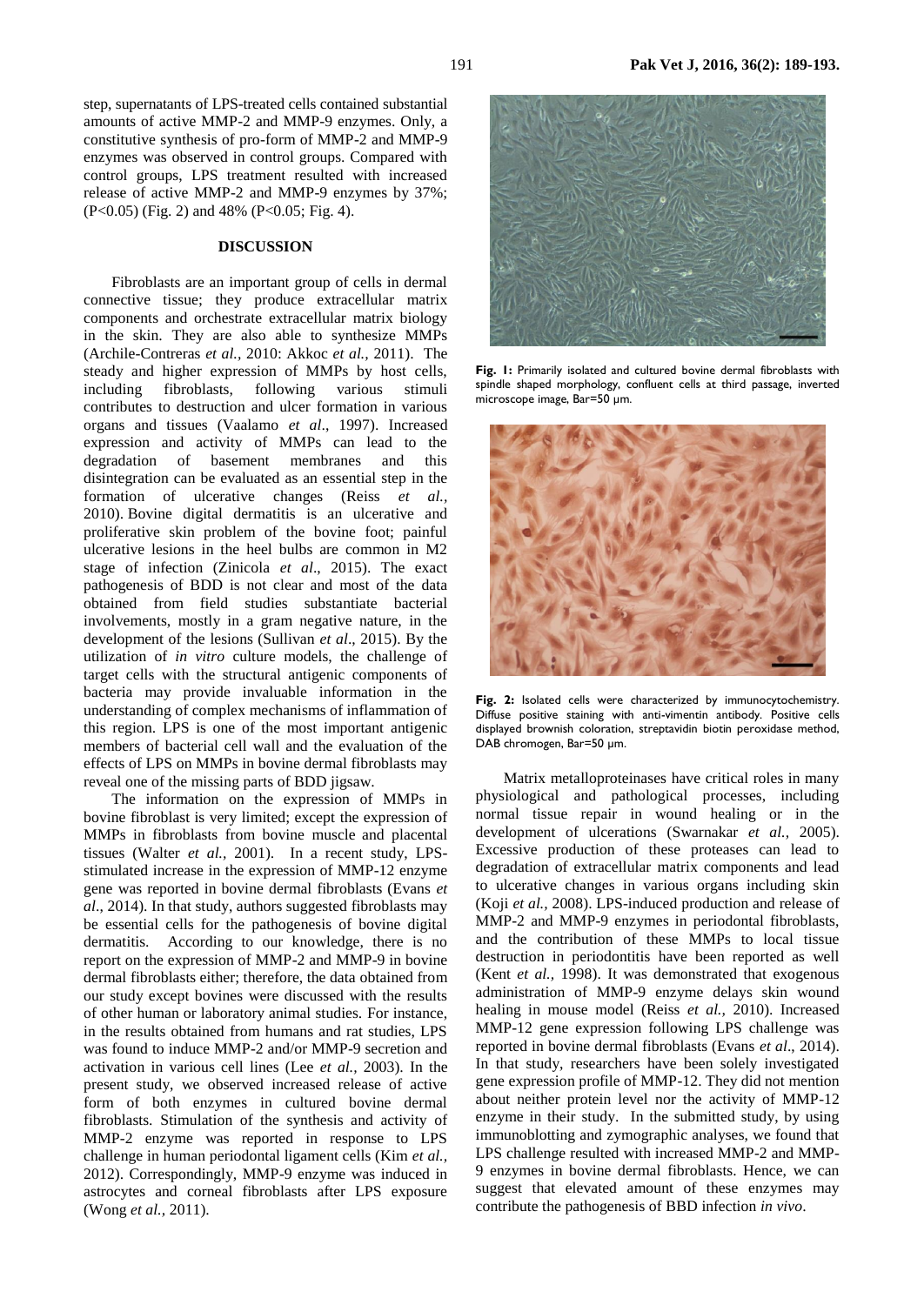step, supernatants of LPS-treated cells contained substantial amounts of active MMP-2 and MMP-9 enzymes. Only, a constitutive synthesis of pro-form of MMP-2 and MMP-9 enzymes was observed in control groups. Compared with control groups, LPS treatment resulted with increased release of active MMP-2 and MMP-9 enzymes by 37%; ($P<0.05$) (Fig. 2) and 48% ($P<0.05$; Fig. 4).

## DISCUSSION

Fibroblasts are an important group of cells in dermal connective tissue; they produce extracellular matrix components and orchestrate extracellular matrix biology in the skin. They are also able to synthesize MMPs (Archile-Contreras *et al.,* 2010: Akkoc *et al.,* 2011). The steady and higher expression of MMPs by host cells, including fibroblasts, following various stimuli contributes to destruction and ulcer formation in various organs and tissues (Vaalamo *et al*., 1997). Increased expression and activity of MMPs can lead to the degradation of basement membranes and this disintegration can be evaluated as an essential step in the formation of ulcerative changes (Reiss *et al.,* 2010). Bovine digital dermatitis is an ulcerative and proliferative skin problem of the bovine foot; painful ulcerative lesions in the heel bulbs are common in M2 stage of infection (Zinicola *et al*., 2015). The exact pathogenesis of BDD is not clear and most of the data obtained from field studies substantiate bacterial involvements, mostly in a gram negative nature, in the development of the lesions (Sullivan *et al*., 2015). By the utilization of *in vitro* culture models, the challenge of target cells with the structural antigenic components of bacteria may provide invaluable information in the understanding of complex mechanisms of inflammation of this region. LPS is one of the most important antigenic members of bacterial cell wall and the evaluation of the effects of LPS on MMPs in bovine dermal fibroblasts may reveal one of the missing parts of BDD jigsaw.

The information on the expression of MMPs in bovine fibroblast is very limited; except the expression of MMPs in fibroblasts from bovine muscle and placental tissues (Walter *et al.,* 2001). In a recent study, LPS-stimulated increase in the expression of MMP-12 enzyme gene was reported in bovine dermal fibroblasts (Evans *et al*., 2014). In that study, authors suggested fibroblasts may be essential cells for the pathogenesis of bovine digital dermatitis. According to our knowledge, there is no report on the expression of MMP-2 and MMP-9 in bovine dermal fibroblasts either; therefore, the data obtained from our study except bovines were discussed with the results of other human or laboratory animal studies. For instance, in the results obtained from humans and rat studies, LPS was found to induce MMP-2 and/or MMP-9 secretion and activation in various cell lines (Lee *et al.,* 2003). In the present study, we observed increased release of active form of both enzymes in cultured bovine dermal fibroblasts. Stimulation of the synthesis and activity of MMP-2 enzyme was reported in response to LPS challenge in human periodontal ligament cells (Kim *et al.,* 2012). Correspondingly, MMP-9 enzyme was induced in astrocytes and corneal fibroblasts after LPS exposure (Wong *et al.,* 2011).

**Fig. 1:** Primarily isolated and cultured bovine dermal fibroblasts with spindle shaped morphology, confluent cells at third passage, inverted microscope image, Bar=50 µm.

**Fig. 2:** Isolated cells were characterized by immunocytochemistry. Diffuse positive staining with anti-vimentin antibody. Positive cells displayed brownish coloration, streptavidin biotin peroxidase method, DAB chromogen, Bar=50 µm.

Matrix metalloproteinases have critical roles in many physiological and pathological processes, including normal tissue repair in wound healing or in the development of ulcerations (Swarnakar *et al.,* 2005). Excessive production of these proteases can lead to degradation of extracellular matrix components and lead to ulcerative changes in various organs including skin (Koji *et al.,* 2008). LPS-induced production and release of MMP-2 and MMP-9 enzymes in periodontal fibroblasts, and the contribution of these MMPs to local tissue destruction in periodontitis have been reported as well (Kent *et al.,* 1998). It was demonstrated that exogenous administration of MMP-9 enzyme delays skin wound healing in mouse model (Reiss *et al.,* 2010). Increased MMP-12 gene expression following LPS challenge was reported in bovine dermal fibroblasts (Evans *et al*., 2014). In that study, researchers have been solely investigated gene expression profile of MMP-12. They did not mention about neither protein level nor the activity of MMP-12 enzyme in their study. In the submitted study, by using immunoblotting and zymographic analyses, we found that LPS challenge resulted with increased MMP-2 and MMP-9 enzymes in bovine dermal fibroblasts. Hence, we can suggest that elevated amount of these enzymes may contribute the pathogenesis of BBD infection *in vivo*.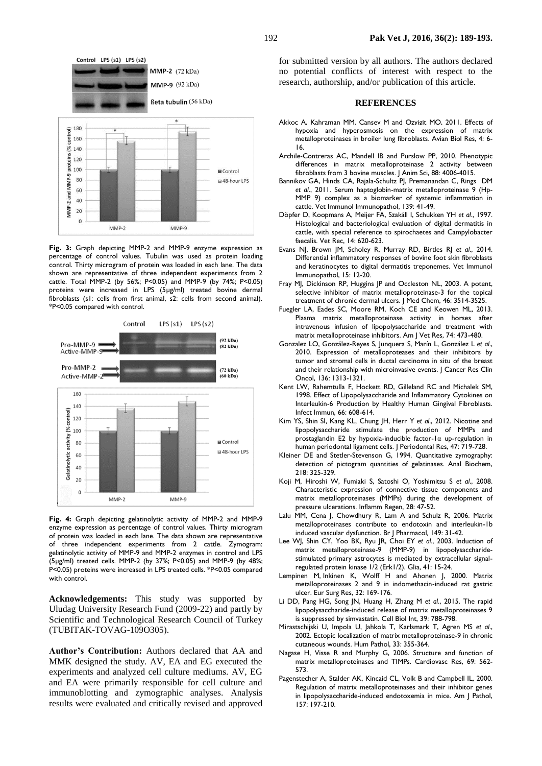Fig. 3: Graph depicting MMP-2 and MMP-9 enzyme expression as percentage of control values. Tubulin was used as protein loading control. Thirty microgram of protein was loaded in each lane. The data shown are representative of three independent experiments from 2 cattle. Total MMP-2 (by 56%; P<0.05) and MMP-9 (by 74%; P<0.05) proteins were increased in LPS (5µg/ml) treated bovine dermal fibroblasts (s1: cells from first animal, s2: cells from second animal). *P<0.05 compared with control.

Fig. 4: Graph depicting gelatinolytic activity of MMP-2 and MMP-9 enzyme expression as percentage of control values. Thirty microgram of protein was loaded in each lane. The data shown are representative of three independent experiments from 2 cattle. Zymogram: gelatinolytic activity of MMP-9 and MMP-2 enzymes in control and LPS (5µg/ml) treated cells. MMP-2 (by 37%; P<0.05) and MMP-9 (by 48%; P<0.05) proteins were increased in LPS treated cells. *P<0.05 compared with control.

**Acknowledgements:** This study was supported by Uludag University Research Fund (2009-22) and partly by Scientific and Technological Research Council of Turkey (TUBITAK-TOVAG-109O305).

**Author's Contribution:** Authors declared that AA and MMK designed the study. AV, EA and EG executed the experiments and analyzed cell culture mediums. AV, EG and EA were primarily responsible for cell culture and immunoblotting and zymographic analyses. Analysis results were evaluated and critically revised and approved for submitted version by all authors. The authors declared no potential conflicts of interest with respect to the research, authorship, and/or publication of this article.

## REFERENCES

Akkoc A, Kahraman MM, Cansev M and Ozyigit MO, 2011. Effects of hypoxia and hyperosmosis on the expression of matrix metalloproteinases in broiler lung fibroblasts. Avian Biol Res, 4: 6-16.

Archile-Contreras AC, Mandell IB and Purslow PP, 2010. Phenotypic differences in matrix metalloproteinase 2 activity between fibroblasts from 3 bovine muscles. J Anim Sci, 88: 4006-4015.

Bannikov GA, Hinds CA, Rajala-Schultz PJ, Premanandan C, Rings DM *et al*., 2011. Serum haptoglobin-matrix metalloproteinase 9 (Hp-MMP 9) complex as a biomarker of systemic inflammation in cattle. Vet Immunol Immunopathol, 139: 41-49.

Döpfer D, Koopmans A, Meijer FA, Szakáll I, Schukken YH *et al*., 1997. Histological and bacteriological evaluation of digital dermatitis in cattle, with special reference to spirochaetes and Campylobacter faecalis. Vet Rec, 14: 620-623.

Evans NJ, Brown JM, Scholey R, Murray RD, Birtles RJ *et al*., 2014. Differential inflammatory responses of bovine foot skin fibroblasts and keratinocytes to digital dermatitis treponemes. Vet Immunol Immunopathol, 15: 12-20.

Fray MJ, Dickinson RP, Huggins JP and Occleston NL, 2003. A potent, selective inhibitor of matrix metalloproteinase-3 for the topical treatment of chronic dermal ulcers. J Med Chem, 46: 3514-3525.

Fuegler LA, Eades SC, Moore RM, Koch CE and Keowen ML, 2013. Plasma matrix metalloproteinase activity in horses after intravenous infusion of lipopolysaccharide and treatment with matrix metalloproteinase inhibitors. Am J Vet Res, 74: 473-480.

Gonzalez LO, González-Reyes S, Junquera S, Marín L, González L *et al*., 2010. Expression of metalloproteases and their inhibitors by tumor and stromal cells in ductal carcinoma in situ of the breast and their relationship with microinvasive events. J Cancer Res Clin Oncol, 136: 1313-1321.

Kent LW, Rahemtulla F, Hockett RD, Gilleland RC and Michalek SM, 1998. Effect of Lipopolysaccharide and Inflammatory Cytokines on Interleukin-6 Production by Healthy Human Gingival Fibroblasts. Infect Immun, 66: 608-614.

Kim YS, Shin SI, Kang KL, Chung JH, Herr Y *et al*., 2012. Nicotine and lipopolysaccharide stimulate the production of MMPs and prostaglandin E2 by hypoxia-inducible factor-1α up-regulation in human periodontal ligament cells. J Periodontal Res, 47: 719-728.

Kleiner DE and Stetler-Stevenson G, 1994. Quantitative zymography: detection of pictogram quantities of gelatinases. Anal Biochem, 218: 325-329.

Koji M, Hiroshi W, Fumiaki S, Satoshi O, Yoshimitsu S *et al*., 2008. Characteristic expression of connective tissue components and matrix metalloproteinases (MMPs) during the development of pressure ulcerations. Inflamm Regen, 28: 47-52.

Lalu MM, Cena J, Chowdhury R, Lam A and Schulz R, 2006. Matrix metalloproteinases contribute to endotoxin and interleukin-1b induced vascular dysfunction. Br J Pharmacol, 149: 31-42.

Lee WJ, Shin CY, Yoo BK, Ryu JR, Choi EY *et al*., 2003. Induction of matrix metalloproteinase-9 (MMP-9) in lipopolysaccharide-stimulated primary astrocytes is mediated by extracellular signal-regulated protein kinase 1/2 (Erk1/2). Glia, 41: 15-24.

Lempinen M, Inkinen K, Wolff H and Ahonen J, 2000. Matrix metalloproteinases 2 and 9 in indomethacin-induced rat gastric ulcer. Eur Surg Res, 32: 169-176.

Li DD, Pang HG, Song JN, Huang H, Zhang M *et al*., 2015. The rapid lipopolysaccharide-induced release of matrix metalloproteinases 9 is suppressed by simvastatin. Cell Biol Int, 39: 788-798.

Mirastschijski U, Impola U, Jahkola T, Karlsmark T, Agren MS *et al*., 2002. Ectopic localization of matrix metalloproteinase-9 in chronic cutaneous wounds. Hum Pathol, 33: 355-364.

Nagase H, Visse R and Murphy G, 2006. Structure and function of matrix metalloproteinases and TIMPs. Cardiovasc Res, 69: 562-573.

Pagenstecher A, Stalder AK, Kincaid CL, Volk B and Campbell IL, 2000. Regulation of matrix metalloproteinases and their inhibitor genes in lipopolysaccharide-induced endotoxemia in mice. Am J Pathol, 157: 197-210.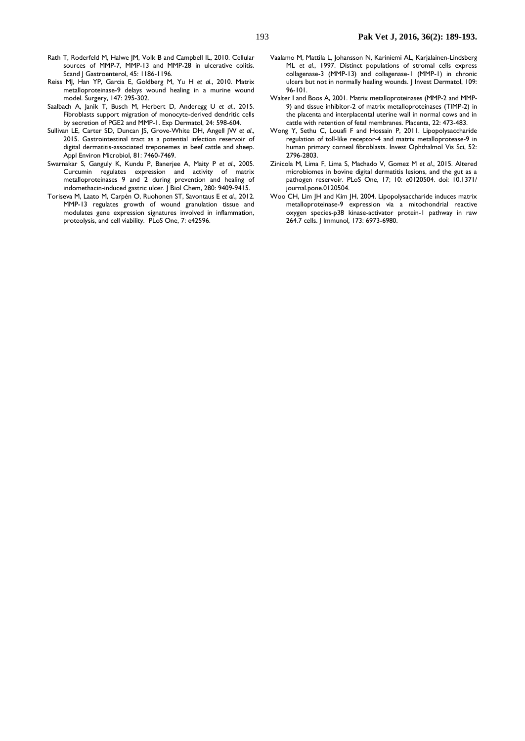Rath T, Roderfeld M, Halwe JM, Volk B and Campbell IL, 2010. Cellular sources of MMP-7, MMP-13 and MMP-28 in ulcerative colitis. Scand J Gastroenterol, 45: 1186-1196.

Reiss MJ, Han YP, Garcia E, Goldberg M, Yu H *et al*., 2010. Matrix metalloproteinase-9 delays wound healing in a murine wound model. Surgery, 147: 295-302.

Saalbach A, Janik T, Busch M, Herbert D, Anderegg U *et al*., 2015. Fibroblasts support migration of monocyte-derived dendritic cells by secretion of PGE2 and MMP-1. Exp Dermatol, 24: 598-604.

Sullivan LE, Carter SD, Duncan JS, Grove-White DH, Angell JW *et al*., 2015. Gastrointestinal tract as a potential infection reservoir of digital dermatitis-associated treponemes in beef cattle and sheep. Appl Environ Microbiol, 81: 7460-7469.

Swarnakar S, Ganguly K, Kundu P, Banerjee A, Maity P *et al*., 2005. Curcumin regulates expression and activity of matrix metalloproteinases 9 and 2 during prevention and healing of indomethacin-induced gastric ulcer. J Biol Chem, 280: 9409-9415.

Toriseva M, Laato M, Carpén O, Ruohonen ST, Savontaus E *et al*., 2012. MMP-13 regulates growth of wound granulation tissue and modulates gene expression signatures involved in inflammation, proteolysis, and cell viability. PLoS One, 7: e42596.

Vaalamo M, Mattila L, Johansson N, Kariniemi AL, Karjalainen-Lindsberg ML *et al*., 1997. Distinct populations of stromal cells express collagenase-3 (MMP-13) and collagenase-1 (MMP-1) in chronic ulcers but not in normally healing wounds. J Invest Dermatol, 109: 96-101.

Walter I and Boos A, 2001. Matrix metalloproteinases (MMP-2 and MMP-9) and tissue inhibitor-2 of matrix metalloproteinases (TIMP-2) in the placenta and interplacental uterine wall in normal cows and in cattle with retention of fetal membranes. Placenta, 22: 473-483.

Wong Y, Sethu C, Louafi F and Hossain P, 2011. Lipopolysaccharide regulation of toll-like receptor-4 and matrix metalloprotease-9 in human primary corneal fibroblasts. Invest Ophthalmol Vis Sci, 52: 2796-2803.

Zinicola M, Lima F, Lima S, Machado V, Gomez M *et al*., 2015. Altered microbiomes in bovine digital dermatitis lesions, and the gut as a pathogen reservoir. PLoS One, 17; 10: e0120504. doi: 10.1371/ journal.pone.0120504.

Woo CH, Lim JH and Kim JH, 2004. Lipopolysaccharide induces matrix metalloproteinase-9 expression via a mitochondrial reactive oxygen species-p38 kinase-activator protein-1 pathway in raw 264.7 cells. J Immunol, 173: 6973-6980.